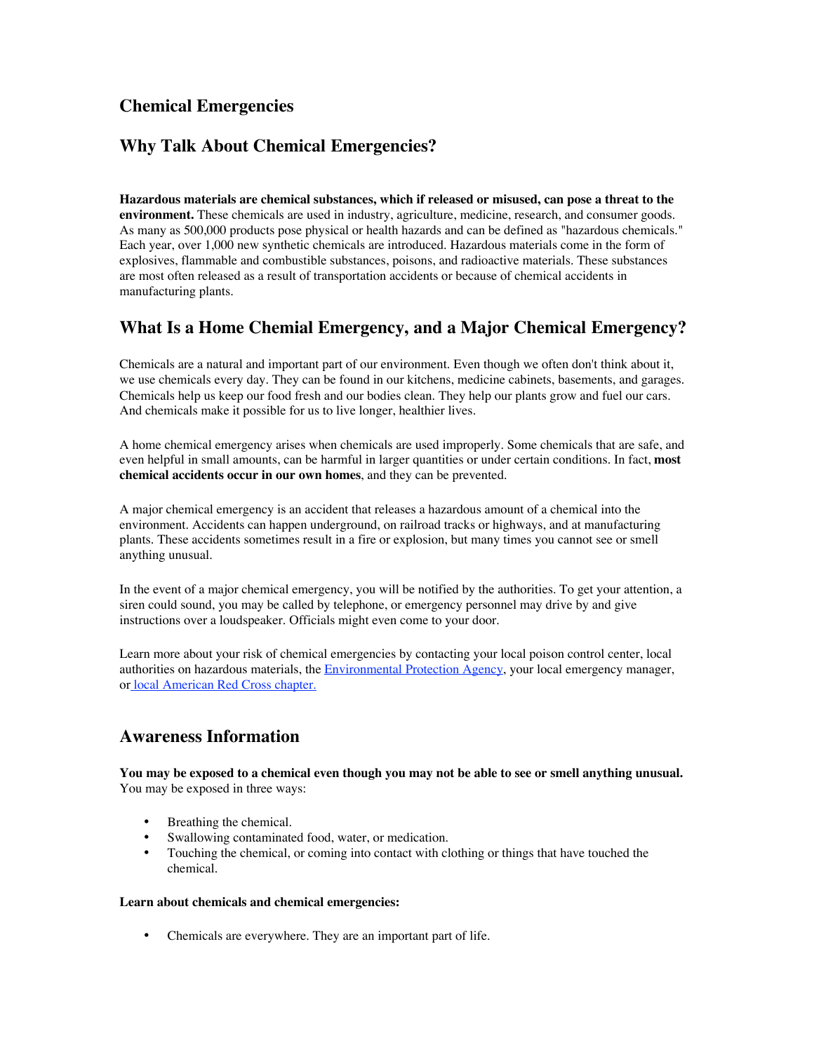# Chemical Emergencies

## Why Talk About Chemical Emergencies?

**Hazardous materials are chemical substances, which if released or misused, can pose a threat to the environment.** These chemicals are used in industry, agriculture, medicine, research, and consumer goods. As many as 500,000 products pose physical or health hazards and can be defined as "hazardous chemicals." Each year, over 1,000 new synthetic chemicals are introduced. Hazardous materials come in the form of explosives, flammable and combustible substances, poisons, and radioactive materials. These substances are most often released as a result of transportation accidents or because of chemical accidents in manufacturing plants.

## What Is a Home Chemial Emergency, and a Major Chemical Emergency?

Chemicals are a natural and important part of our environment. Even though we often don't think about it, we use chemicals every day. They can be found in our kitchens, medicine cabinets, basements, and garages. Chemicals help us keep our food fresh and our bodies clean. They help our plants grow and fuel our cars. And chemicals make it possible for us to live longer, healthier lives.

A home chemical emergency arises when chemicals are used improperly. Some chemicals that are safe, and even helpful in small amounts, can be harmful in larger quantities or under certain conditions. In fact, **most chemical accidents occur in our own homes**, and they can be prevented.

A major chemical emergency is an accident that releases a hazardous amount of a chemical into the environment. Accidents can happen underground, on railroad tracks or highways, and at manufacturing plants. These accidents sometimes result in a fire or explosion, but many times you cannot see or smell anything unusual.

In the event of a major chemical emergency, you will be notified by the authorities. To get your attention, a siren could sound, you may be called by telephone, or emergency personnel may drive by and give instructions over a loudspeaker. Officials might even come to your door.

Learn more about your risk of chemical emergencies by contacting your local poison control center, local authorities on hazardous materials, the Environmental Protection Agency, your local emergency manager, or local American Red Cross chapter.

## Awareness Information

**You may be exposed to a chemical even though you may not be able to see or smell anything unusual.** You may be exposed in three ways:

- Breathing the chemical.
- Swallowing contaminated food, water, or medication.
- Touching the chemical, or coming into contact with clothing or things that have touched the chemical.

**Learn about chemicals and chemical emergencies:**

- Chemicals are everywhere. They are an important part of life.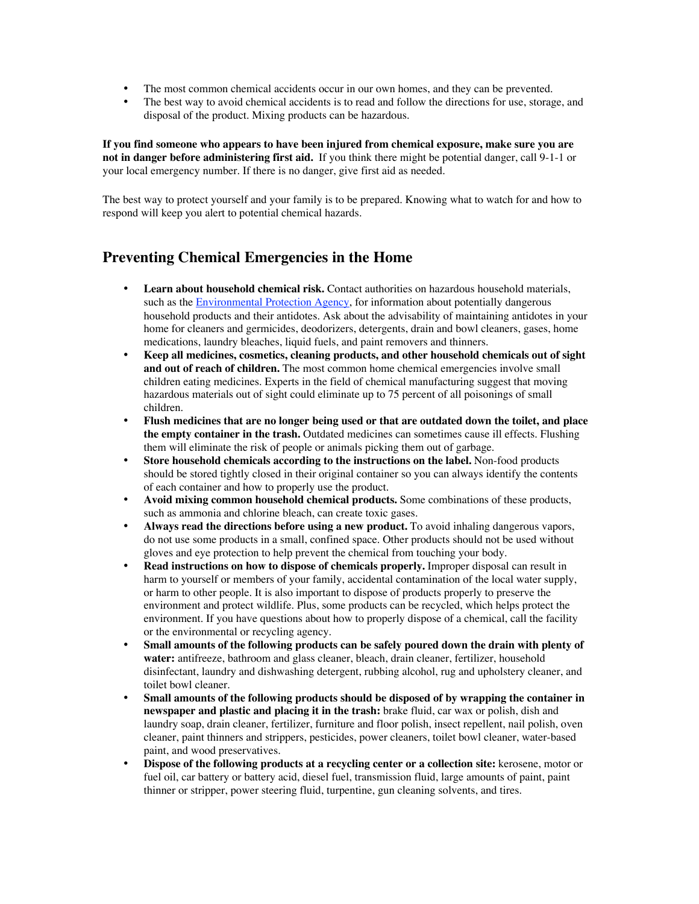- The most common chemical accidents occur in our own homes, and they can be prevented.
- The best way to avoid chemical accidents is to read and follow the directions for use, storage, and disposal of the product. Mixing products can be hazardous.

**If you find someone who appears to have been injured from chemical exposure, make sure you are not in danger before administering first aid.** If you think there might be potential danger, call 9-1-1 or your local emergency number. If there is no danger, give first aid as needed.

The best way to protect yourself and your family is to be prepared. Knowing what to watch for and how to respond will keep you alert to potential chemical hazards.

## Preventing Chemical Emergencies in the Home

- **Learn about household chemical risk.** Contact authorities on hazardous household materials, such as the Environmental Protection Agency, for information about potentially dangerous household products and their antidotes. Ask about the advisability of maintaining antidotes in your home for cleaners and germicides, deodorizers, detergents, drain and bowl cleaners, gases, home medications, laundry bleaches, liquid fuels, and paint removers and thinners.
- **Keep all medicines, cosmetics, cleaning products, and other household chemicals out of sight and out of reach of children.** The most common home chemical emergencies involve small children eating medicines. Experts in the field of chemical manufacturing suggest that moving hazardous materials out of sight could eliminate up to 75 percent of all poisonings of small children.
- **Flush medicines that are no longer being used or that are outdated down the toilet, and place the empty container in the trash.** Outdated medicines can sometimes cause ill effects. Flushing them will eliminate the risk of people or animals picking them out of garbage.
- **Store household chemicals according to the instructions on the label.** Non-food products should be stored tightly closed in their original container so you can always identify the contents of each container and how to properly use the product.
- **Avoid mixing common household chemical products.** Some combinations of these products, such as ammonia and chlorine bleach, can create toxic gases.
- **Always read the directions before using a new product.** To avoid inhaling dangerous vapors, do not use some products in a small, confined space. Other products should not be used without gloves and eye protection to help prevent the chemical from touching your body.
- **Read instructions on how to dispose of chemicals properly.** Improper disposal can result in harm to yourself or members of your family, accidental contamination of the local water supply, or harm to other people. It is also important to dispose of products properly to preserve the environment and protect wildlife. Plus, some products can be recycled, which helps protect the environment. If you have questions about how to properly dispose of a chemical, call the facility or the environmental or recycling agency.
- **Small amounts of the following products can be safely poured down the drain with plenty of water:** antifreeze, bathroom and glass cleaner, bleach, drain cleaner, fertilizer, household disinfectant, laundry and dishwashing detergent, rubbing alcohol, rug and upholstery cleaner, and toilet bowl cleaner.
- **Small amounts of the following products should be disposed of by wrapping the container in newspaper and plastic and placing it in the trash:** brake fluid, car wax or polish, dish and laundry soap, drain cleaner, fertilizer, furniture and floor polish, insect repellent, nail polish, oven cleaner, paint thinners and strippers, pesticides, power cleaners, toilet bowl cleaner, water-based paint, and wood preservatives.
- **Dispose of the following products at a recycling center or a collection site:** kerosene, motor or fuel oil, car battery or battery acid, diesel fuel, transmission fluid, large amounts of paint, paint thinner or stripper, power steering fluid, turpentine, gun cleaning solvents, and tires.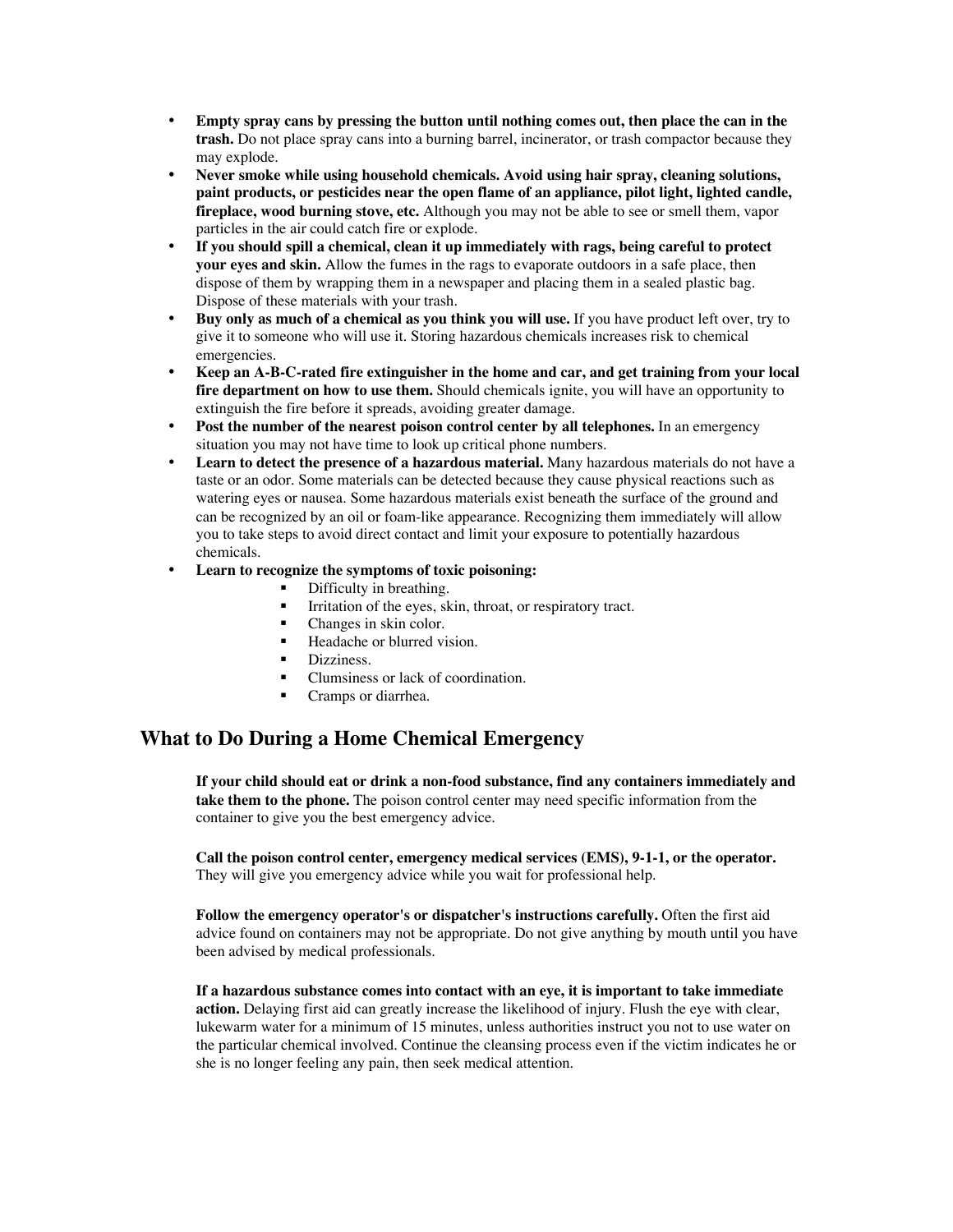- **Empty spray cans by pressing the button until nothing comes out, then place the can in the trash.** Do not place spray cans into a burning barrel, incinerator, or trash compactor because they may explode.
- **Never smoke while using household chemicals. Avoid using hair spray, cleaning solutions, paint products, or pesticides near the open flame of an appliance, pilot light, lighted candle, fireplace, wood burning stove, etc.** Although you may not be able to see or smell them, vapor particles in the air could catch fire or explode.
- **If you should spill a chemical, clean it up immediately with rags, being careful to protect your eyes and skin.** Allow the fumes in the rags to evaporate outdoors in a safe place, then dispose of them by wrapping them in a newspaper and placing them in a sealed plastic bag. Dispose of these materials with your trash.
- **Buy only as much of a chemical as you think you will use.** If you have product left over, try to give it to someone who will use it. Storing hazardous chemicals increases risk to chemical emergencies.
- **Keep an A-B-C-rated fire extinguisher in the home and car, and get training from your local fire department on how to use them.** Should chemicals ignite, you will have an opportunity to extinguish the fire before it spreads, avoiding greater damage.
- **Post the number of the nearest poison control center by all telephones.** In an emergency situation you may not have time to look up critical phone numbers.
- **Learn to detect the presence of a hazardous material.** Many hazardous materials do not have a taste or an odor. Some materials can be detected because they cause physical reactions such as watering eyes or nausea. Some hazardous materials exist beneath the surface of the ground and can be recognized by an oil or foam-like appearance. Recognizing them immediately will allow you to take steps to avoid direct contact and limit your exposure to potentially hazardous chemicals.
- **Learn to recognize the symptoms of toxic poisoning:**
    - Difficulty in breathing.
    - Irritation of the eyes, skin, throat, or respiratory tract.
    - Changes in skin color.
    - Headache or blurred vision.
    - Dizziness.
    - Clumsiness or lack of coordination.
    - Cramps or diarrhea.

## What to Do During a Home Chemical Emergency

**If your child should eat or drink a non-food substance, find any containers immediately and take them to the phone.** The poison control center may need specific information from the container to give you the best emergency advice.

**Call the poison control center, emergency medical services (EMS), 9-1-1, or the operator.** They will give you emergency advice while you wait for professional help.

**Follow the emergency operator's or dispatcher's instructions carefully.** Often the first aid advice found on containers may not be appropriate. Do not give anything by mouth until you have been advised by medical professionals.

**If a hazardous substance comes into contact with an eye, it is important to take immediate action.** Delaying first aid can greatly increase the likelihood of injury. Flush the eye with clear, lukewarm water for a minimum of 15 minutes, unless authorities instruct you not to use water on the particular chemical involved. Continue the cleansing process even if the victim indicates he or she is no longer feeling any pain, then seek medical attention.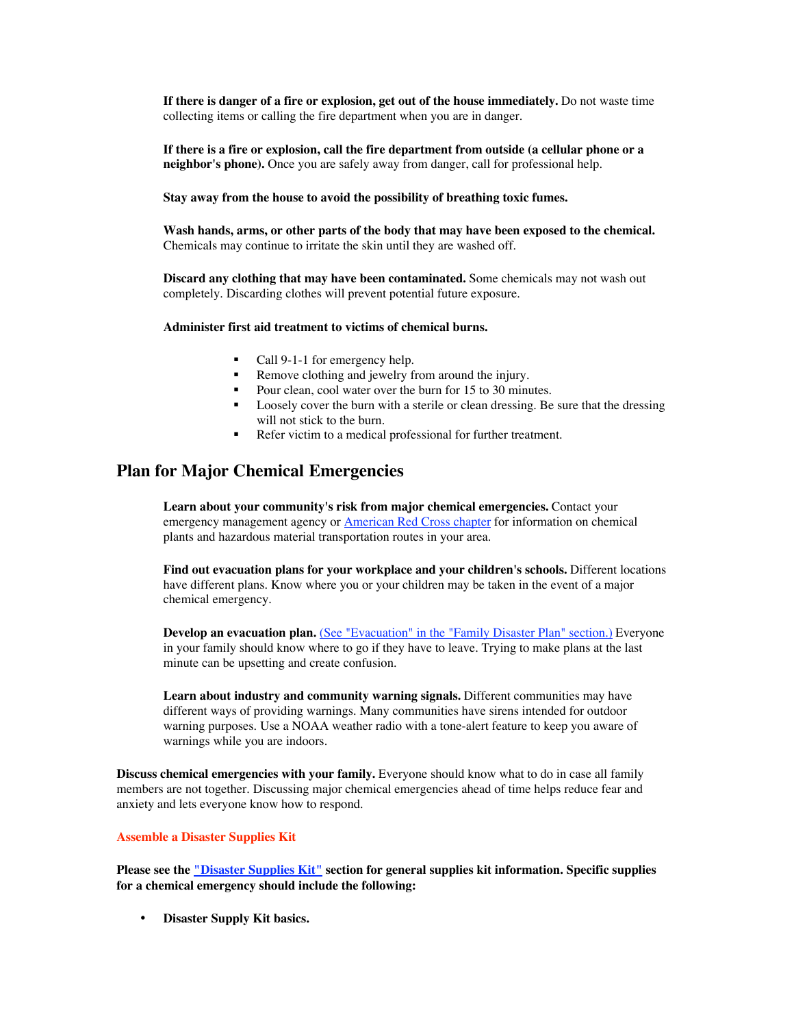**If there is danger of a fire or explosion, get out of the house immediately.** Do not waste time collecting items or calling the fire department when you are in danger.

**If there is a fire or explosion, call the fire department from outside (a cellular phone or a neighbor's phone).** Once you are safely away from danger, call for professional help.

**Stay away from the house to avoid the possibility of breathing toxic fumes.**

**Wash hands, arms, or other parts of the body that may have been exposed to the chemical.** Chemicals may continue to irritate the skin until they are washed off.

**Discard any clothing that may have been contaminated.** Some chemicals may not wash out completely. Discarding clothes will prevent potential future exposure.

**Administer first aid treatment to victims of chemical burns.**

- Call 9-1-1 for emergency help.
- Remove clothing and jewelry from around the injury.
- Pour clean, cool water over the burn for 15 to 30 minutes.
- Loosely cover the burn with a sterile or clean dressing. Be sure that the dressing will not stick to the burn.
- Refer victim to a medical professional for further treatment.

## Plan for Major Chemical Emergencies

**Learn about your community's risk from major chemical emergencies.** Contact your emergency management agency or American Red Cross chapter for information on chemical plants and hazardous material transportation routes in your area.

**Find out evacuation plans for your workplace and your children's schools.** Different locations have different plans. Know where you or your children may be taken in the event of a major chemical emergency.

**Develop an evacuation plan.** (See "Evacuation" in the "Family Disaster Plan" section.) Everyone in your family should know where to go if they have to leave. Trying to make plans at the last minute can be upsetting and create confusion.

**Learn about industry and community warning signals.** Different communities may have different ways of providing warnings. Many communities have sirens intended for outdoor warning purposes. Use a NOAA weather radio with a tone-alert feature to keep you aware of warnings while you are indoors.

**Discuss chemical emergencies with your family.** Everyone should know what to do in case all family members are not together. Discussing major chemical emergencies ahead of time helps reduce fear and anxiety and lets everyone know how to respond.

**Assemble a Disaster Supplies Kit**

**Please see the "Disaster Supplies Kit" section for general supplies kit information. Specific supplies for a chemical emergency should include the following:**

- **Disaster Supply Kit basics.**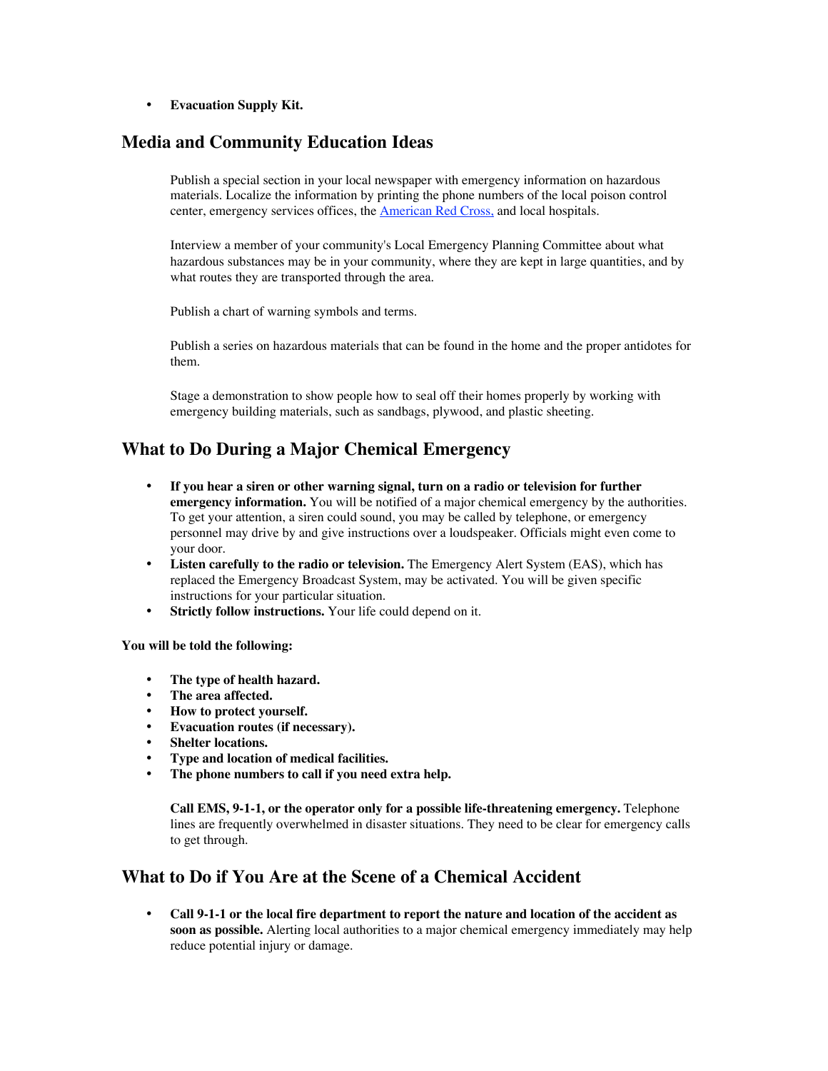- **Evacuation Supply Kit.**

## Media and Community Education Ideas

Publish a special section in your local newspaper with emergency information on hazardous materials. Localize the information by printing the phone numbers of the local poison control center, emergency services offices, the American Red Cross, and local hospitals.

Interview a member of your community's Local Emergency Planning Committee about what hazardous substances may be in your community, where they are kept in large quantities, and by what routes they are transported through the area.

Publish a chart of warning symbols and terms.

Publish a series on hazardous materials that can be found in the home and the proper antidotes for them.

Stage a demonstration to show people how to seal off their homes properly by working with emergency building materials, such as sandbags, plywood, and plastic sheeting.

## What to Do During a Major Chemical Emergency

- **If you hear a siren or other warning signal, turn on a radio or television for further emergency information.** You will be notified of a major chemical emergency by the authorities. To get your attention, a siren could sound, you may be called by telephone, or emergency personnel may drive by and give instructions over a loudspeaker. Officials might even come to your door.
- **Listen carefully to the radio or television.** The Emergency Alert System (EAS), which has replaced the Emergency Broadcast System, may be activated. You will be given specific instructions for your particular situation.
- **Strictly follow instructions.** Your life could depend on it.

**You will be told the following:**

- **The type of health hazard.**
- **The area affected.**
- **How to protect yourself.**
- **Evacuation routes (if necessary).**
- **Shelter locations.**
- **Type and location of medical facilities.**
- **The phone numbers to call if you need extra help.**

**Call EMS, 9-1-1, or the operator only for a possible life-threatening emergency.** Telephone lines are frequently overwhelmed in disaster situations. They need to be clear for emergency calls to get through.

## What to Do if You Are at the Scene of a Chemical Accident

- **Call 9-1-1 or the local fire department to report the nature and location of the accident as soon as possible.** Alerting local authorities to a major chemical emergency immediately may help reduce potential injury or damage.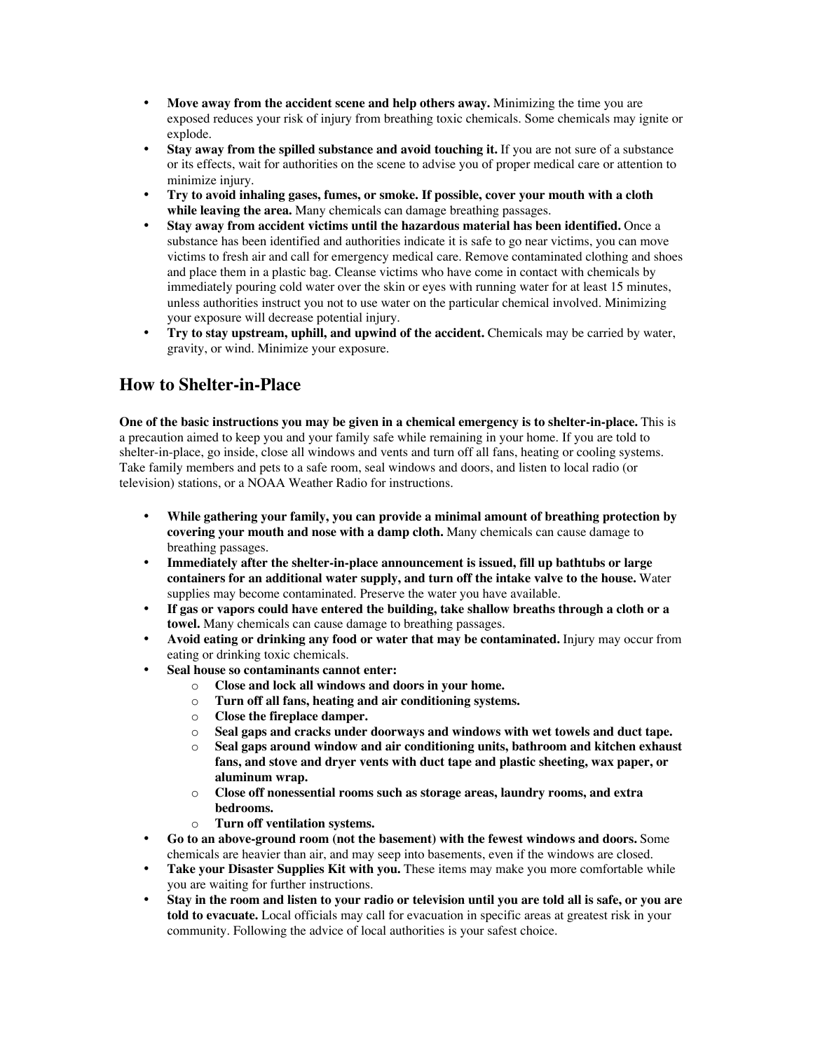- **Move away from the accident scene and help others away.** Minimizing the time you are exposed reduces your risk of injury from breathing toxic chemicals. Some chemicals may ignite or explode.
- **Stay away from the spilled substance and avoid touching it.** If you are not sure of a substance or its effects, wait for authorities on the scene to advise you of proper medical care or attention to minimize injury.
- **Try to avoid inhaling gases, fumes, or smoke. If possible, cover your mouth with a cloth while leaving the area.** Many chemicals can damage breathing passages.
- **Stay away from accident victims until the hazardous material has been identified.** Once a substance has been identified and authorities indicate it is safe to go near victims, you can move victims to fresh air and call for emergency medical care. Remove contaminated clothing and shoes and place them in a plastic bag. Cleanse victims who have come in contact with chemicals by immediately pouring cold water over the skin or eyes with running water for at least 15 minutes, unless authorities instruct you not to use water on the particular chemical involved. Minimizing your exposure will decrease potential injury.
- **Try to stay upstream, uphill, and upwind of the accident.** Chemicals may be carried by water, gravity, or wind. Minimize your exposure.

## How to Shelter-in-Place

**One of the basic instructions you may be given in a chemical emergency is to shelter-in-place.** This is a precaution aimed to keep you and your family safe while remaining in your home. If you are told to shelter-in-place, go inside, close all windows and vents and turn off all fans, heating or cooling systems. Take family members and pets to a safe room, seal windows and doors, and listen to local radio (or television) stations, or a NOAA Weather Radio for instructions.

- **While gathering your family, you can provide a minimal amount of breathing protection by covering your mouth and nose with a damp cloth.** Many chemicals can cause damage to breathing passages.
- **Immediately after the shelter-in-place announcement is issued, fill up bathtubs or large containers for an additional water supply, and turn off the intake valve to the house.** Water supplies may become contaminated. Preserve the water you have available.
- **If gas or vapors could have entered the building, take shallow breaths through a cloth or a towel.** Many chemicals can cause damage to breathing passages.
- **Avoid eating or drinking any food or water that may be contaminated.** Injury may occur from eating or drinking toxic chemicals.
- **Seal house so contaminants cannot enter:**
    - **Close and lock all windows and doors in your home.**
    - **Turn off all fans, heating and air conditioning systems.**
    - **Close the fireplace damper.**
    - **Seal gaps and cracks under doorways and windows with wet towels and duct tape.**
    - **Seal gaps around window and air conditioning units, bathroom and kitchen exhaust fans, and stove and dryer vents with duct tape and plastic sheeting, wax paper, or aluminum wrap.**
    - **Close off nonessential rooms such as storage areas, laundry rooms, and extra bedrooms.**
    - **Turn off ventilation systems.**
- **Go to an above-ground room (not the basement) with the fewest windows and doors.** Some chemicals are heavier than air, and may seep into basements, even if the windows are closed.
- **Take your Disaster Supplies Kit with you.** These items may make you more comfortable while you are waiting for further instructions.
- **Stay in the room and listen to your radio or television until you are told all is safe, or you are told to evacuate.** Local officials may call for evacuation in specific areas at greatest risk in your community. Following the advice of local authorities is your safest choice.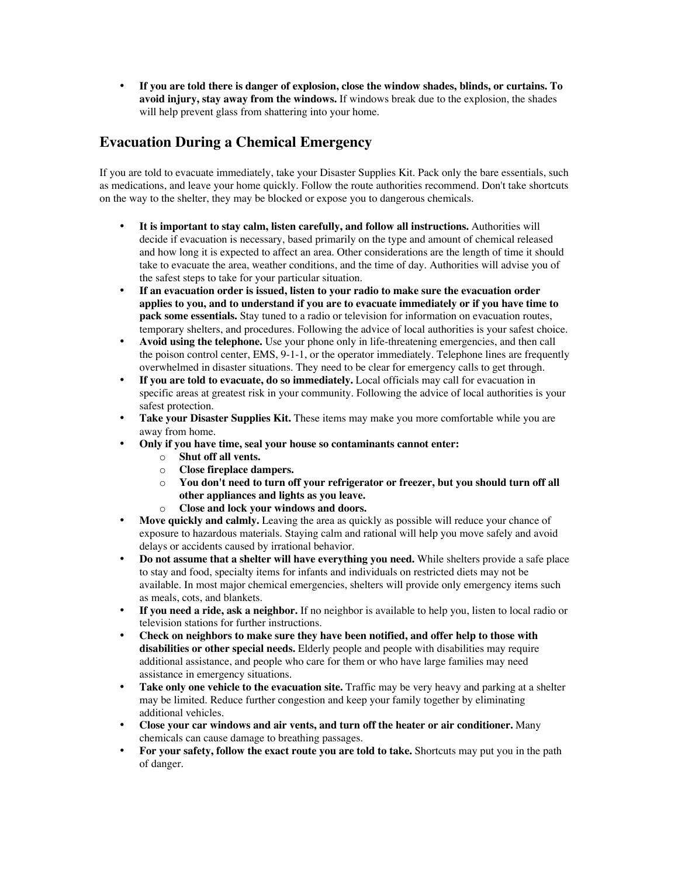- **If you are told there is danger of explosion, close the window shades, blinds, or curtains. To avoid injury, stay away from the windows.** If windows break due to the explosion, the shades will help prevent glass from shattering into your home.

## Evacuation During a Chemical Emergency

If you are told to evacuate immediately, take your Disaster Supplies Kit. Pack only the bare essentials, such as medications, and leave your home quickly. Follow the route authorities recommend. Don't take shortcuts on the way to the shelter, they may be blocked or expose you to dangerous chemicals.

- **It is important to stay calm, listen carefully, and follow all instructions.** Authorities will decide if evacuation is necessary, based primarily on the type and amount of chemical released and how long it is expected to affect an area. Other considerations are the length of time it should take to evacuate the area, weather conditions, and the time of day. Authorities will advise you of the safest steps to take for your particular situation.
- **If an evacuation order is issued, listen to your radio to make sure the evacuation order applies to you, and to understand if you are to evacuate immediately or if you have time to pack some essentials.** Stay tuned to a radio or television for information on evacuation routes, temporary shelters, and procedures. Following the advice of local authorities is your safest choice.
- **Avoid using the telephone.** Use your phone only in life-threatening emergencies, and then call the poison control center, EMS, 9-1-1, or the operator immediately. Telephone lines are frequently overwhelmed in disaster situations. They need to be clear for emergency calls to get through.
- **If you are told to evacuate, do so immediately.** Local officials may call for evacuation in specific areas at greatest risk in your community. Following the advice of local authorities is your safest protection.
- **Take your Disaster Supplies Kit.** These items may make you more comfortable while you are away from home.
- **Only if you have time, seal your house so contaminants cannot enter:**
  - **Shut off all vents.**
  - **Close fireplace dampers.**
  - **You don't need to turn off your refrigerator or freezer, but you should turn off all other appliances and lights as you leave.**
  - **Close and lock your windows and doors.**
- **Move quickly and calmly.** Leaving the area as quickly as possible will reduce your chance of exposure to hazardous materials. Staying calm and rational will help you move safely and avoid delays or accidents caused by irrational behavior.
- **Do not assume that a shelter will have everything you need.** While shelters provide a safe place to stay and food, specialty items for infants and individuals on restricted diets may not be available. In most major chemical emergencies, shelters will provide only emergency items such as meals, cots, and blankets.
- **If you need a ride, ask a neighbor.** If no neighbor is available to help you, listen to local radio or television stations for further instructions.
- **Check on neighbors to make sure they have been notified, and offer help to those with disabilities or other special needs.** Elderly people and people with disabilities may require additional assistance, and people who care for them or who have large families may need assistance in emergency situations.
- **Take only one vehicle to the evacuation site.** Traffic may be very heavy and parking at a shelter may be limited. Reduce further congestion and keep your family together by eliminating additional vehicles.
- **Close your car windows and air vents, and turn off the heater or air conditioner.** Many chemicals can cause damage to breathing passages.
- **For your safety, follow the exact route you are told to take.** Shortcuts may put you in the path of danger.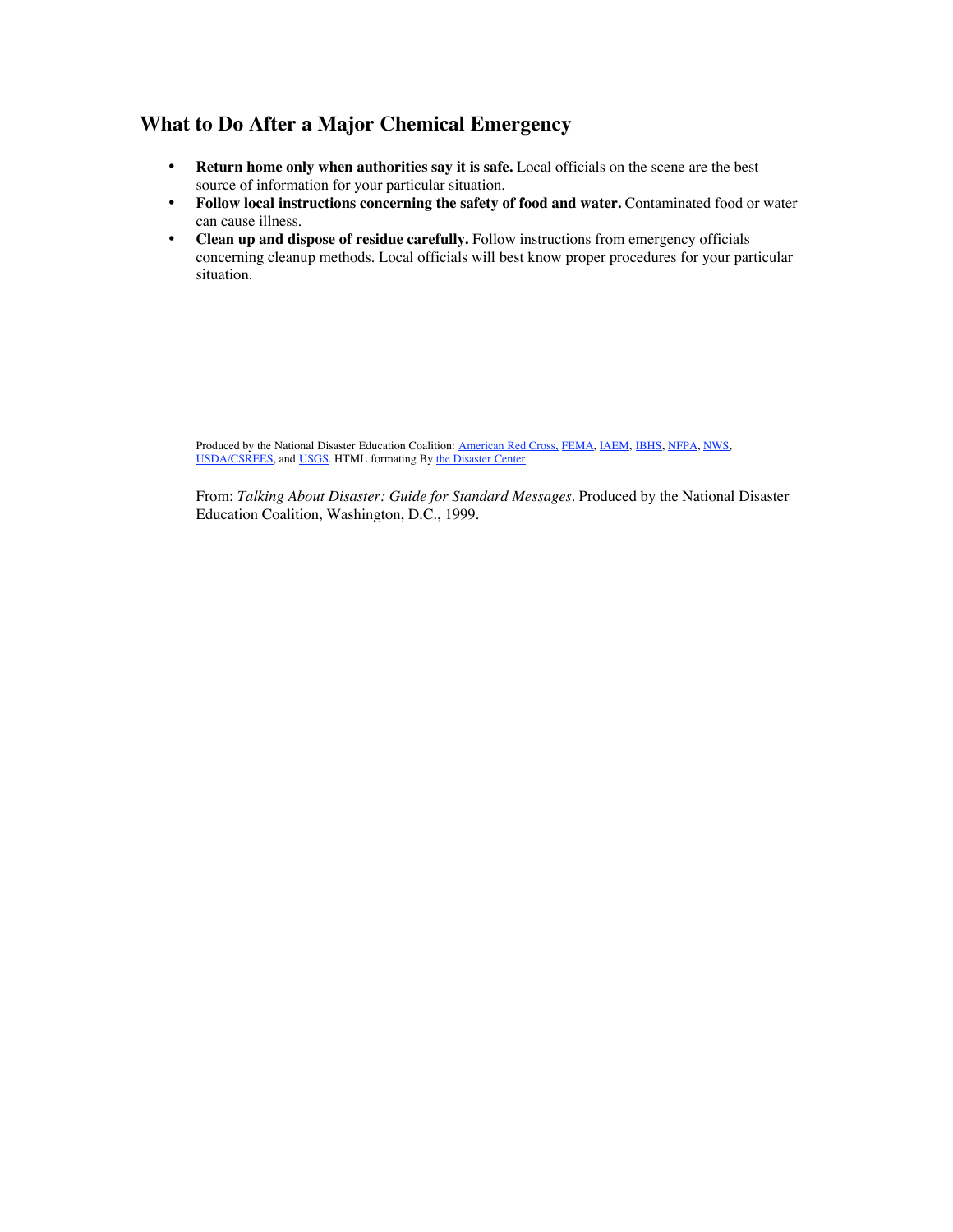## What to Do After a Major Chemical Emergency

- **Return home only when authorities say it is safe.** Local officials on the scene are the best source of information for your particular situation.
- **Follow local instructions concerning the safety of food and water.** Contaminated food or water can cause illness.
- **Clean up and dispose of residue carefully.** Follow instructions from emergency officials concerning cleanup methods. Local officials will best know proper procedures for your particular situation.

Produced by the National Disaster Education Coalition: American Red Cross, FEMA, IAEM, IBHS, NFPA, NWS, USDA/CSREES, and USGS. HTML formating By the Disaster Center

From: *Talking About Disaster: Guide for Standard Messages*. Produced by the National Disaster Education Coalition, Washington, D.C., 1999.